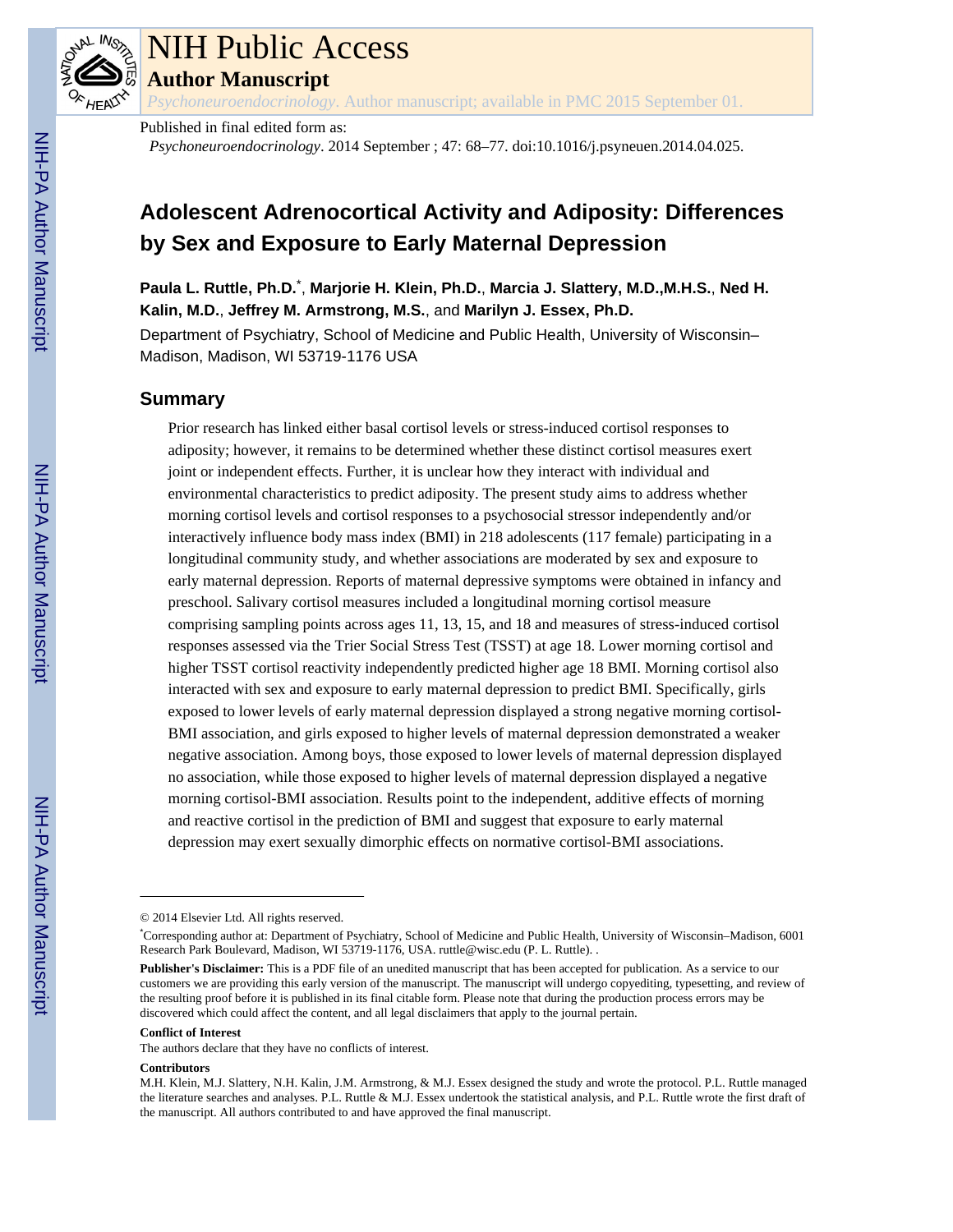# NIH Public Access

## Author Manuscript

*Psychoneuroendocrinology*. Author manuscript; available in PMC 2015 September 01.

Published in final edited form as:

*Psychoneuroendocrinology*. 2014 September ; 47: 68–77. doi:10.1016/j.psyneuen.2014.04.025.

# Adolescent Adrenocortical Activity and Adiposity: Differences by Sex and Exposure to Early Maternal Depression

**Paula L. Ruttle, Ph.D.**[*], **Marjorie H. Klein, Ph.D.**, **Marcia J. Slattery, M.D.,M.H.S.**, **Ned H. Kalin, M.D.**, **Jeffrey M. Armstrong, M.S.**, and **Marilyn J. Essex, Ph.D.**

Department of Psychiatry, School of Medicine and Public Health, University of Wisconsin–Madison, Madison, WI 53719-1176 USA

## Summary

Prior research has linked either basal cortisol levels or stress-induced cortisol responses to adiposity; however, it remains to be determined whether these distinct cortisol measures exert joint or independent effects. Further, it is unclear how they interact with individual and environmental characteristics to predict adiposity. The present study aims to address whether morning cortisol levels and cortisol responses to a psychosocial stressor independently and/or interactively influence body mass index (BMI) in 218 adolescents (117 female) participating in a longitudinal community study, and whether associations are moderated by sex and exposure to early maternal depression. Reports of maternal depressive symptoms were obtained in infancy and preschool. Salivary cortisol measures included a longitudinal morning cortisol measure comprising sampling points across ages 11, 13, 15, and 18 and measures of stress-induced cortisol responses assessed via the Trier Social Stress Test (TSST) at age 18. Lower morning cortisol and higher TSST cortisol reactivity independently predicted higher age 18 BMI. Morning cortisol also interacted with sex and exposure to early maternal depression to predict BMI. Specifically, girls exposed to lower levels of early maternal depression displayed a strong negative morning cortisol-BMI association, and girls exposed to higher levels of maternal depression demonstrated a weaker negative association. Among boys, those exposed to lower levels of maternal depression displayed no association, while those exposed to higher levels of maternal depression displayed a negative morning cortisol-BMI association. Results point to the independent, additive effects of morning and reactive cortisol in the prediction of BMI and suggest that exposure to early maternal depression may exert sexually dimorphic effects on normative cortisol-BMI associations.

---

© 2014 Elsevier Ltd. All rights reserved.

[*]Corresponding author at: Department of Psychiatry, School of Medicine and Public Health, University of Wisconsin–Madison, 6001 Research Park Boulevard, Madison, WI 53719-1176, USA. ruttle@wisc.edu (P. L. Ruttle). .

**Publisher's Disclaimer:** This is a PDF file of an unedited manuscript that has been accepted for publication. As a service to our customers we are providing this early version of the manuscript. The manuscript will undergo copyediting, typesetting, and review of the resulting proof before it is published in its final citable form. Please note that during the production process errors may be discovered which could affect the content, and all legal disclaimers that apply to the journal pertain.

**Conflict of Interest**

The authors declare that they have no conflicts of interest.

**Contributors**

M.H. Klein, M.J. Slattery, N.H. Kalin, J.M. Armstrong, & M.J. Essex designed the study and wrote the protocol. P.L. Ruttle managed the literature searches and analyses. P.L. Ruttle & M.J. Essex undertook the statistical analysis, and P.L. Ruttle wrote the first draft of the manuscript. All authors contributed to and have approved the final manuscript.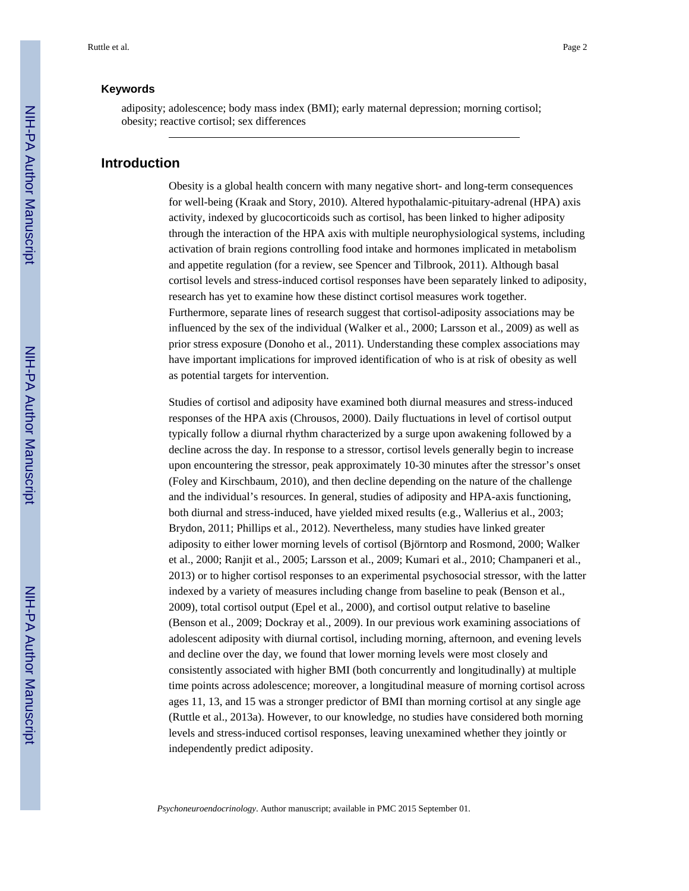### Keywords

adiposity; adolescence; body mass index (BMI); early maternal depression; morning cortisol; obesity; reactive cortisol; sex differences

## Introduction

Obesity is a global health concern with many negative short- and long-term consequences for well-being (Kraak and Story, 2010). Altered hypothalamic-pituitary-adrenal (HPA) axis activity, indexed by glucocorticoids such as cortisol, has been linked to higher adiposity through the interaction of the HPA axis with multiple neurophysiological systems, including activation of brain regions controlling food intake and hormones implicated in metabolism and appetite regulation (for a review, see Spencer and Tilbrook, 2011). Although basal cortisol levels and stress-induced cortisol responses have been separately linked to adiposity, research has yet to examine how these distinct cortisol measures work together. Furthermore, separate lines of research suggest that cortisol-adiposity associations may be influenced by the sex of the individual (Walker et al., 2000; Larsson et al., 2009) as well as prior stress exposure (Donoho et al., 2011). Understanding these complex associations may have important implications for improved identification of who is at risk of obesity as well as potential targets for intervention.

Studies of cortisol and adiposity have examined both diurnal measures and stress-induced responses of the HPA axis (Chrousos, 2000). Daily fluctuations in level of cortisol output typically follow a diurnal rhythm characterized by a surge upon awakening followed by a decline across the day. In response to a stressor, cortisol levels generally begin to increase upon encountering the stressor, peak approximately 10-30 minutes after the stressor's onset (Foley and Kirschbaum, 2010), and then decline depending on the nature of the challenge and the individual's resources. In general, studies of adiposity and HPA-axis functioning, both diurnal and stress-induced, have yielded mixed results (e.g., Wallerius et al., 2003; Brydon, 2011; Phillips et al., 2012). Nevertheless, many studies have linked greater adiposity to either lower morning levels of cortisol (Björntorp and Rosmond, 2000; Walker et al., 2000; Ranjit et al., 2005; Larsson et al., 2009; Kumari et al., 2010; Champaneri et al., 2013) or to higher cortisol responses to an experimental psychosocial stressor, with the latter indexed by a variety of measures including change from baseline to peak (Benson et al., 2009), total cortisol output (Epel et al., 2000), and cortisol output relative to baseline (Benson et al., 2009; Dockray et al., 2009). In our previous work examining associations of adolescent adiposity with diurnal cortisol, including morning, afternoon, and evening levels and decline over the day, we found that lower morning levels were most closely and consistently associated with higher BMI (both concurrently and longitudinally) at multiple time points across adolescence; moreover, a longitudinal measure of morning cortisol across ages 11, 13, and 15 was a stronger predictor of BMI than morning cortisol at any single age (Ruttle et al., 2013a). However, to our knowledge, no studies have considered both morning levels and stress-induced cortisol responses, leaving unexamined whether they jointly or independently predict adiposity.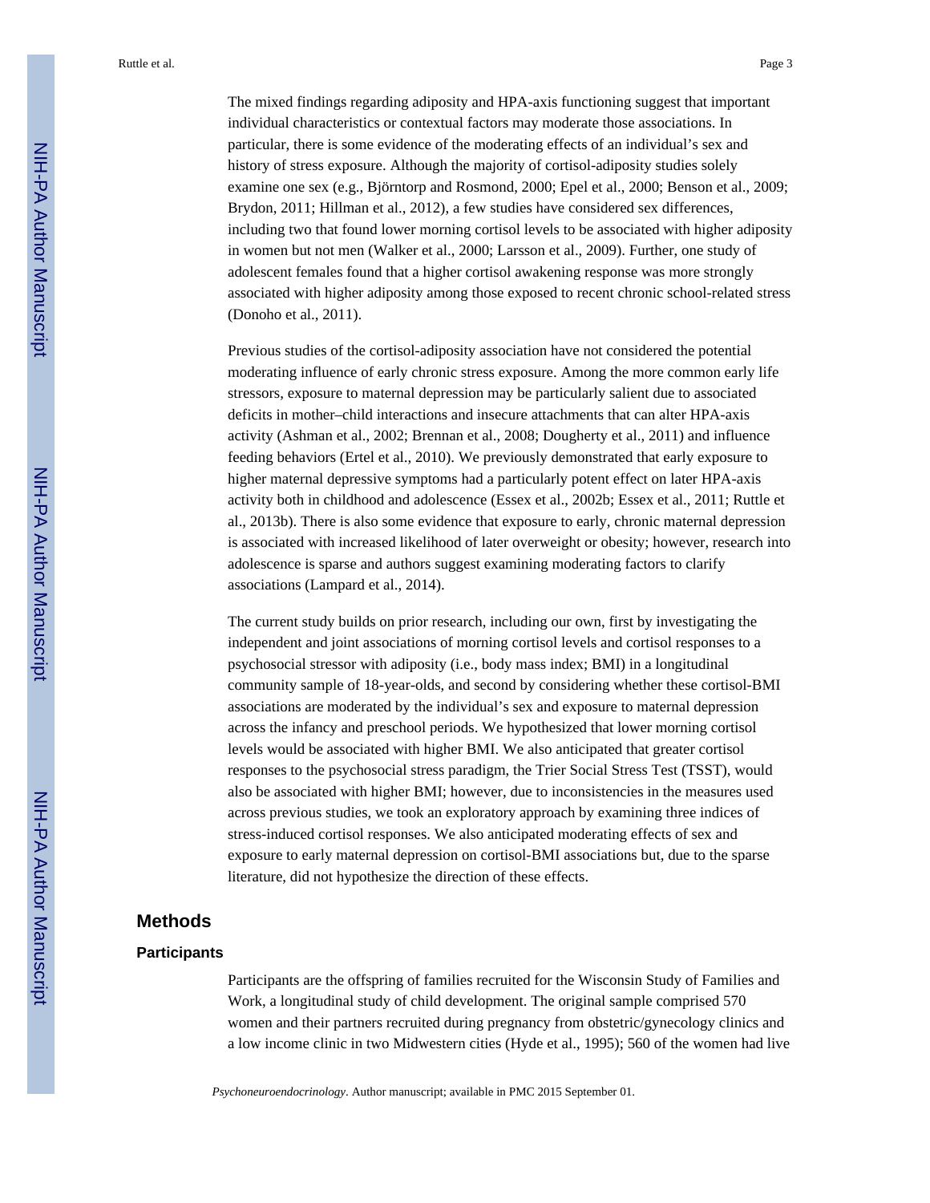The mixed findings regarding adiposity and HPA-axis functioning suggest that important individual characteristics or contextual factors may moderate those associations. In particular, there is some evidence of the moderating effects of an individual's sex and history of stress exposure. Although the majority of cortisol-adiposity studies solely examine one sex (e.g., Björntorp and Rosmond, 2000; Epel et al., 2000; Benson et al., 2009; Brydon, 2011; Hillman et al., 2012), a few studies have considered sex differences, including two that found lower morning cortisol levels to be associated with higher adiposity in women but not men (Walker et al., 2000; Larsson et al., 2009). Further, one study of adolescent females found that a higher cortisol awakening response was more strongly associated with higher adiposity among those exposed to recent chronic school-related stress (Donoho et al., 2011).

Previous studies of the cortisol-adiposity association have not considered the potential moderating influence of early chronic stress exposure. Among the more common early life stressors, exposure to maternal depression may be particularly salient due to associated deficits in mother–child interactions and insecure attachments that can alter HPA-axis activity (Ashman et al., 2002; Brennan et al., 2008; Dougherty et al., 2011) and influence feeding behaviors (Ertel et al., 2010). We previously demonstrated that early exposure to higher maternal depressive symptoms had a particularly potent effect on later HPA-axis activity both in childhood and adolescence (Essex et al., 2002b; Essex et al., 2011; Ruttle et al., 2013b). There is also some evidence that exposure to early, chronic maternal depression is associated with increased likelihood of later overweight or obesity; however, research into adolescence is sparse and authors suggest examining moderating factors to clarify associations (Lampard et al., 2014).

The current study builds on prior research, including our own, first by investigating the independent and joint associations of morning cortisol levels and cortisol responses to a psychosocial stressor with adiposity (i.e., body mass index; BMI) in a longitudinal community sample of 18-year-olds, and second by considering whether these cortisol-BMI associations are moderated by the individual's sex and exposure to maternal depression across the infancy and preschool periods. We hypothesized that lower morning cortisol levels would be associated with higher BMI. We also anticipated that greater cortisol responses to the psychosocial stress paradigm, the Trier Social Stress Test (TSST), would also be associated with higher BMI; however, due to inconsistencies in the measures used across previous studies, we took an exploratory approach by examining three indices of stress-induced cortisol responses. We also anticipated moderating effects of sex and exposure to early maternal depression on cortisol-BMI associations but, due to the sparse literature, did not hypothesize the direction of these effects.

## Methods

### Participants

Participants are the offspring of families recruited for the Wisconsin Study of Families and Work, a longitudinal study of child development. The original sample comprised 570 women and their partners recruited during pregnancy from obstetric/gynecology clinics and a low income clinic in two Midwestern cities (Hyde et al., 1995); 560 of the women had live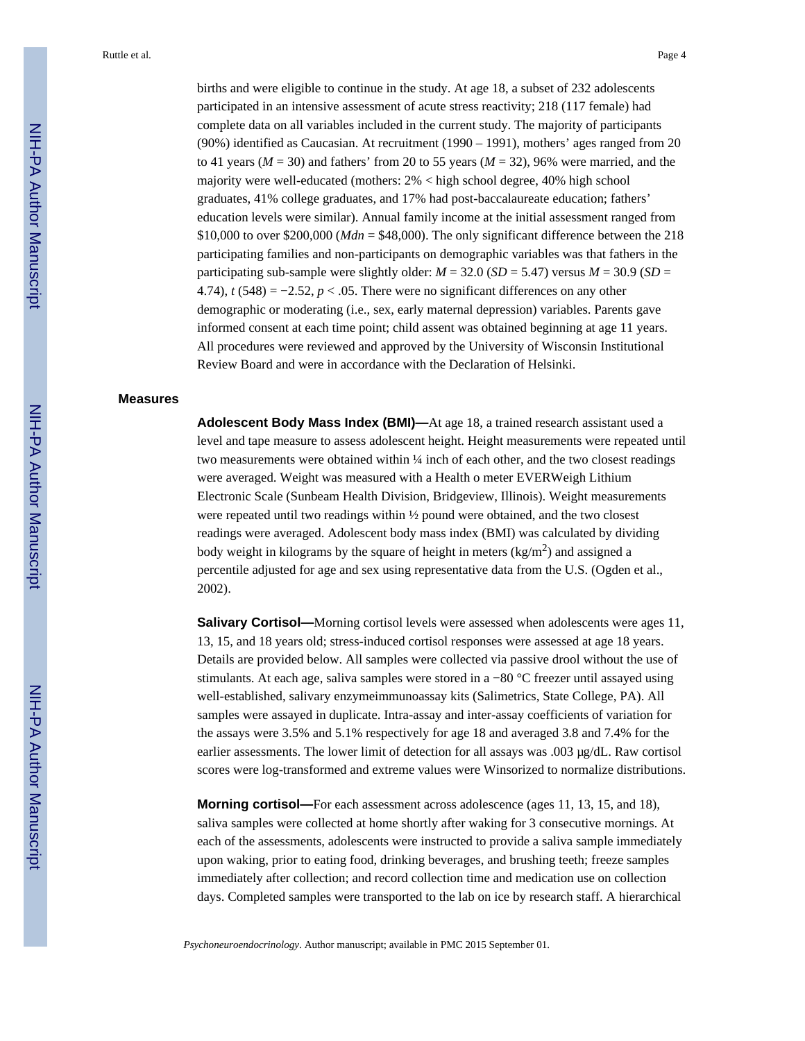births and were eligible to continue in the study. At age 18, a subset of 232 adolescents participated in an intensive assessment of acute stress reactivity; 218 (117 female) had complete data on all variables included in the current study. The majority of participants (90%) identified as Caucasian. At recruitment (1990 – 1991), mothers' ages ranged from 20 to 41 years ($M$ = 30) and fathers' from 20 to 55 years ($M$ = 32), 96% were married, and the majority were well-educated (mothers: 2% < high school degree, 40% high school graduates, 41% college graduates, and 17% had post-baccalaureate education; fathers' education levels were similar). Annual family income at the initial assessment ranged from $10,000 to over $200,000 ($Mdn$ = $48,000). The only significant difference between the 218 participating families and non-participants on demographic variables was that fathers in the participating sub-sample were slightly older: $M$ = 32.0 ($SD$ = 5.47) versus $M$ = 30.9 ($SD$ = 4.74), $t$ (548) = −2.52, $p < .05$. There were no significant differences on any other demographic or moderating (i.e., sex, early maternal depression) variables. Parents gave informed consent at each time point; child assent was obtained beginning at age 11 years. All procedures were reviewed and approved by the University of Wisconsin Institutional Review Board and were in accordance with the Declaration of Helsinki.

## Measures

**Adolescent Body Mass Index (BMI)—**At age 18, a trained research assistant used a level and tape measure to assess adolescent height. Height measurements were repeated until two measurements were obtained within ¼ inch of each other, and the two closest readings were averaged. Weight was measured with a Health o meter EVERWeigh Lithium Electronic Scale (Sunbeam Health Division, Bridgeview, Illinois). Weight measurements were repeated until two readings within ½ pound were obtained, and the two closest readings were averaged. Adolescent body mass index (BMI) was calculated by dividing body weight in kilograms by the square of height in meters ($kg/m^2$) and assigned a percentile adjusted for age and sex using representative data from the U.S. (Ogden et al., 2002).

**Salivary Cortisol—**Morning cortisol levels were assessed when adolescents were ages 11, 13, 15, and 18 years old; stress-induced cortisol responses were assessed at age 18 years. Details are provided below. All samples were collected via passive drool without the use of stimulants. At each age, saliva samples were stored in a −80 °C freezer until assayed using well-established, salivary enzymeimmunoassay kits (Salimetrics, State College, PA). All samples were assayed in duplicate. Intra-assay and inter-assay coefficients of variation for the assays were 3.5% and 5.1% respectively for age 18 and averaged 3.8 and 7.4% for the earlier assessments. The lower limit of detection for all assays was .003 μg/dL. Raw cortisol scores were log-transformed and extreme values were Winsorized to normalize distributions.

**Morning cortisol—**For each assessment across adolescence (ages 11, 13, 15, and 18), saliva samples were collected at home shortly after waking for 3 consecutive mornings. At each of the assessments, adolescents were instructed to provide a saliva sample immediately upon waking, prior to eating food, drinking beverages, and brushing teeth; freeze samples immediately after collection; and record collection time and medication use on collection days. Completed samples were transported to the lab on ice by research staff. A hierarchical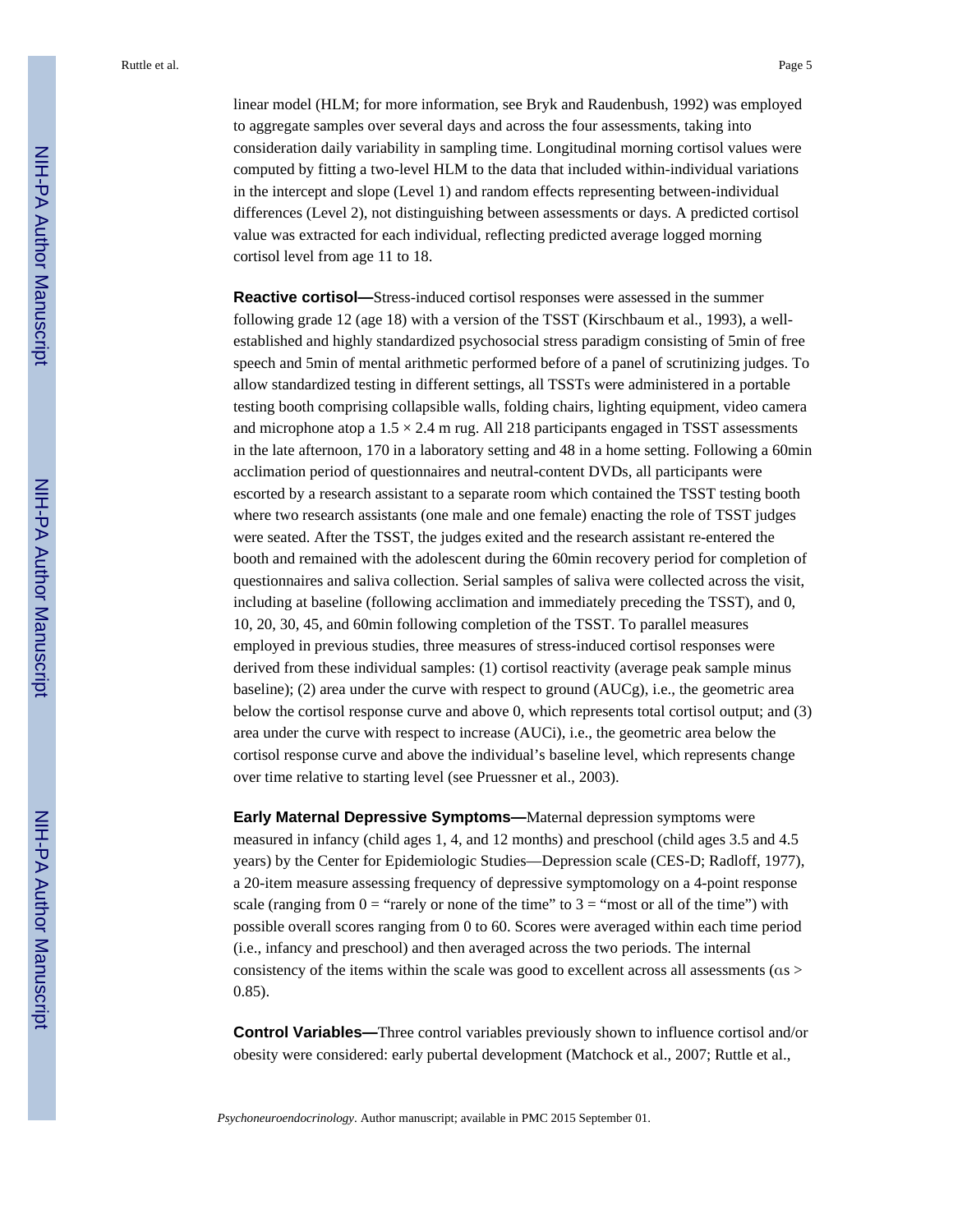linear model (HLM; for more information, see Bryk and Raudenbush, 1992) was employed to aggregate samples over several days and across the four assessments, taking into consideration daily variability in sampling time. Longitudinal morning cortisol values were computed by fitting a two-level HLM to the data that included within-individual variations in the intercept and slope (Level 1) and random effects representing between-individual differences (Level 2), not distinguishing between assessments or days. A predicted cortisol value was extracted for each individual, reflecting predicted average logged morning cortisol level from age 11 to 18.

**Reactive cortisol—**Stress-induced cortisol responses were assessed in the summer following grade 12 (age 18) with a version of the TSST (Kirschbaum et al., 1993), a well-established and highly standardized psychosocial stress paradigm consisting of 5min of free speech and 5min of mental arithmetic performed before of a panel of scrutinizing judges. To allow standardized testing in different settings, all TSSTs were administered in a portable testing booth comprising collapsible walls, folding chairs, lighting equipment, video camera and microphone atop a $1.5 \times 2.4$ m rug. All 218 participants engaged in TSST assessments in the late afternoon, 170 in a laboratory setting and 48 in a home setting. Following a 60min acclimation period of questionnaires and neutral-content DVDs, all participants were escorted by a research assistant to a separate room which contained the TSST testing booth where two research assistants (one male and one female) enacting the role of TSST judges were seated. After the TSST, the judges exited and the research assistant re-entered the booth and remained with the adolescent during the 60min recovery period for completion of questionnaires and saliva collection. Serial samples of saliva were collected across the visit, including at baseline (following acclimation and immediately preceding the TSST), and 0, 10, 20, 30, 45, and 60min following completion of the TSST. To parallel measures employed in previous studies, three measures of stress-induced cortisol responses were derived from these individual samples: (1) cortisol reactivity (average peak sample minus baseline); (2) area under the curve with respect to ground (AUCg), i.e., the geometric area below the cortisol response curve and above 0, which represents total cortisol output; and (3) area under the curve with respect to increase (AUCi), i.e., the geometric area below the cortisol response curve and above the individual's baseline level, which represents change over time relative to starting level (see Pruessner et al., 2003).

**Early Maternal Depressive Symptoms—**Maternal depression symptoms were measured in infancy (child ages 1, 4, and 12 months) and preschool (child ages 3.5 and 4.5 years) by the Center for Epidemiologic Studies—Depression scale (CES-D; Radloff, 1977), a 20-item measure assessing frequency of depressive symptomology on a 4-point response scale (ranging from 0 = "rarely or none of the time" to 3 = "most or all of the time") with possible overall scores ranging from 0 to 60. Scores were averaged within each time period (i.e., infancy and preschool) and then averaged across the two periods. The internal consistency of the items within the scale was good to excellent across all assessments ($\alpha$s > 0.85).

**Control Variables—**Three control variables previously shown to influence cortisol and/or obesity were considered: early pubertal development (Matchock et al., 2007; Ruttle et al.,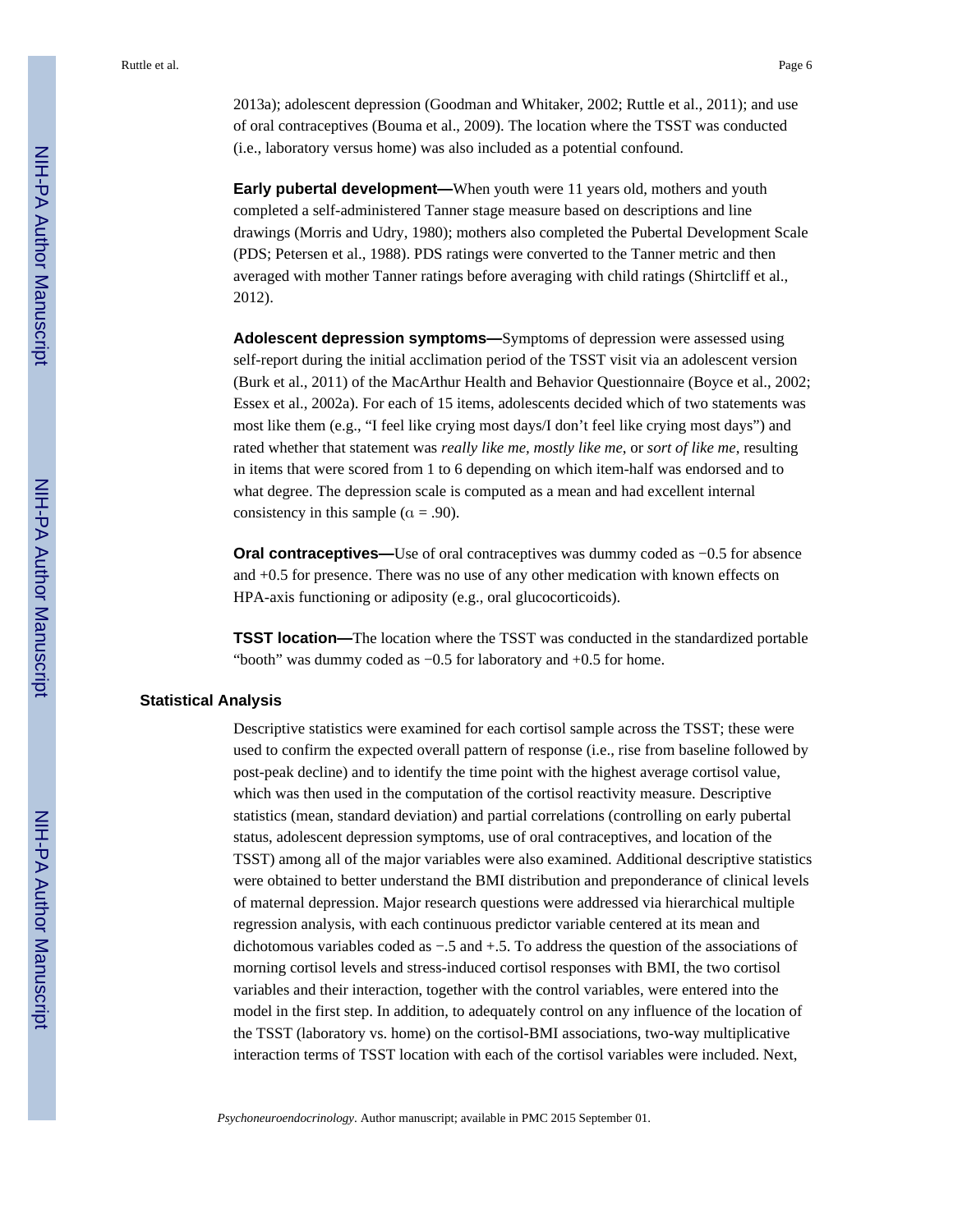2013a); adolescent depression (Goodman and Whitaker, 2002; Ruttle et al., 2011); and use of oral contraceptives (Bouma et al., 2009). The location where the TSST was conducted (i.e., laboratory versus home) was also included as a potential confound.

**Early pubertal development—**When youth were 11 years old, mothers and youth completed a self-administered Tanner stage measure based on descriptions and line drawings (Morris and Udry, 1980); mothers also completed the Pubertal Development Scale (PDS; Petersen et al., 1988). PDS ratings were converted to the Tanner metric and then averaged with mother Tanner ratings before averaging with child ratings (Shirtcliff et al., 2012).

**Adolescent depression symptoms—**Symptoms of depression were assessed using self-report during the initial acclimation period of the TSST visit via an adolescent version (Burk et al., 2011) of the MacArthur Health and Behavior Questionnaire (Boyce et al., 2002; Essex et al., 2002a). For each of 15 items, adolescents decided which of two statements was most like them (e.g., "I feel like crying most days/I don't feel like crying most days") and rated whether that statement was *really like me, mostly like me*, or *sort of like me*, resulting in items that were scored from 1 to 6 depending on which item-half was endorsed and to what degree. The depression scale is computed as a mean and had excellent internal consistency in this sample ($\alpha = .90$).

**Oral contraceptives—**Use of oral contraceptives was dummy coded as −0.5 for absence and +0.5 for presence. There was no use of any other medication with known effects on HPA-axis functioning or adiposity (e.g., oral glucocorticoids).

**TSST location—**The location where the TSST was conducted in the standardized portable "booth" was dummy coded as −0.5 for laboratory and +0.5 for home.

## Statistical Analysis

Descriptive statistics were examined for each cortisol sample across the TSST; these were used to confirm the expected overall pattern of response (i.e., rise from baseline followed by post-peak decline) and to identify the time point with the highest average cortisol value, which was then used in the computation of the cortisol reactivity measure. Descriptive statistics (mean, standard deviation) and partial correlations (controlling on early pubertal status, adolescent depression symptoms, use of oral contraceptives, and location of the TSST) among all of the major variables were also examined. Additional descriptive statistics were obtained to better understand the BMI distribution and preponderance of clinical levels of maternal depression. Major research questions were addressed via hierarchical multiple regression analysis, with each continuous predictor variable centered at its mean and dichotomous variables coded as −.5 and +.5. To address the question of the associations of morning cortisol levels and stress-induced cortisol responses with BMI, the two cortisol variables and their interaction, together with the control variables, were entered into the model in the first step. In addition, to adequately control on any influence of the location of the TSST (laboratory vs. home) on the cortisol-BMI associations, two-way multiplicative interaction terms of TSST location with each of the cortisol variables were included. Next,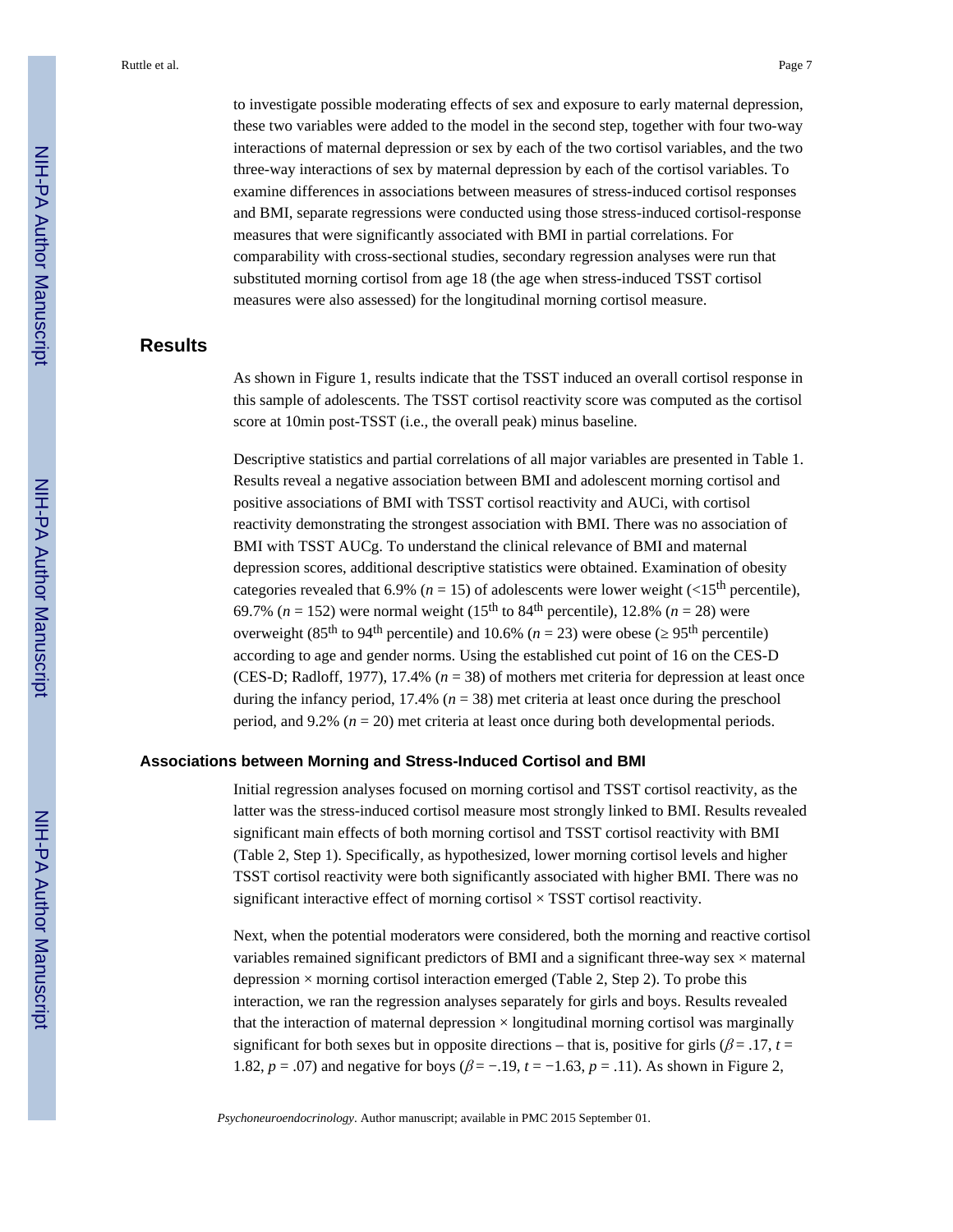to investigate possible moderating effects of sex and exposure to early maternal depression, these two variables were added to the model in the second step, together with four two-way interactions of maternal depression or sex by each of the two cortisol variables, and the two three-way interactions of sex by maternal depression by each of the cortisol variables. To examine differences in associations between measures of stress-induced cortisol responses and BMI, separate regressions were conducted using those stress-induced cortisol-response measures that were significantly associated with BMI in partial correlations. For comparability with cross-sectional studies, secondary regression analyses were run that substituted morning cortisol from age 18 (the age when stress-induced TSST cortisol measures were also assessed) for the longitudinal morning cortisol measure.

## Results

As shown in Figure 1, results indicate that the TSST induced an overall cortisol response in this sample of adolescents. The TSST cortisol reactivity score was computed as the cortisol score at 10min post-TSST (i.e., the overall peak) minus baseline.

Descriptive statistics and partial correlations of all major variables are presented in Table 1. Results reveal a negative association between BMI and adolescent morning cortisol and positive associations of BMI with TSST cortisol reactivity and AUCi, with cortisol reactivity demonstrating the strongest association with BMI. There was no association of BMI with TSST AUCg. To understand the clinical relevance of BMI and maternal depression scores, additional descriptive statistics were obtained. Examination of obesity categories revealed that 6.9% ($n$ = 15) of adolescents were lower weight (<15$^{th}$ percentile), 69.7% ($n$ = 152) were normal weight (15$^{th}$ to 84$^{th}$ percentile), 12.8% ($n$ = 28) were overweight (85$^{th}$ to 94$^{th}$ percentile) and 10.6% ($n$ = 23) were obese (≥ 95$^{th}$ percentile) according to age and gender norms. Using the established cut point of 16 on the CES-D (CES-D; Radloff, 1977), 17.4% ($n$ = 38) of mothers met criteria for depression at least once during the infancy period, 17.4% ($n$ = 38) met criteria at least once during the preschool period, and 9.2% ($n$ = 20) met criteria at least once during both developmental periods.

### Associations between Morning and Stress-Induced Cortisol and BMI

Initial regression analyses focused on morning cortisol and TSST cortisol reactivity, as the latter was the stress-induced cortisol measure most strongly linked to BMI. Results revealed significant main effects of both morning cortisol and TSST cortisol reactivity with BMI (Table 2, Step 1). Specifically, as hypothesized, lower morning cortisol levels and higher TSST cortisol reactivity were both significantly associated with higher BMI. There was no significant interactive effect of morning cortisol × TSST cortisol reactivity.

Next, when the potential moderators were considered, both the morning and reactive cortisol variables remained significant predictors of BMI and a significant three-way sex × maternal depression × morning cortisol interaction emerged (Table 2, Step 2). To probe this interaction, we ran the regression analyses separately for girls and boys. Results revealed that the interaction of maternal depression × longitudinal morning cortisol was marginally significant for both sexes but in opposite directions – that is, positive for girls ($\beta = .17$, $t = 1.82$, $p = .07$) and negative for boys ($\beta = -.19$, $t = -1.63$, $p = .11$). As shown in Figure 2,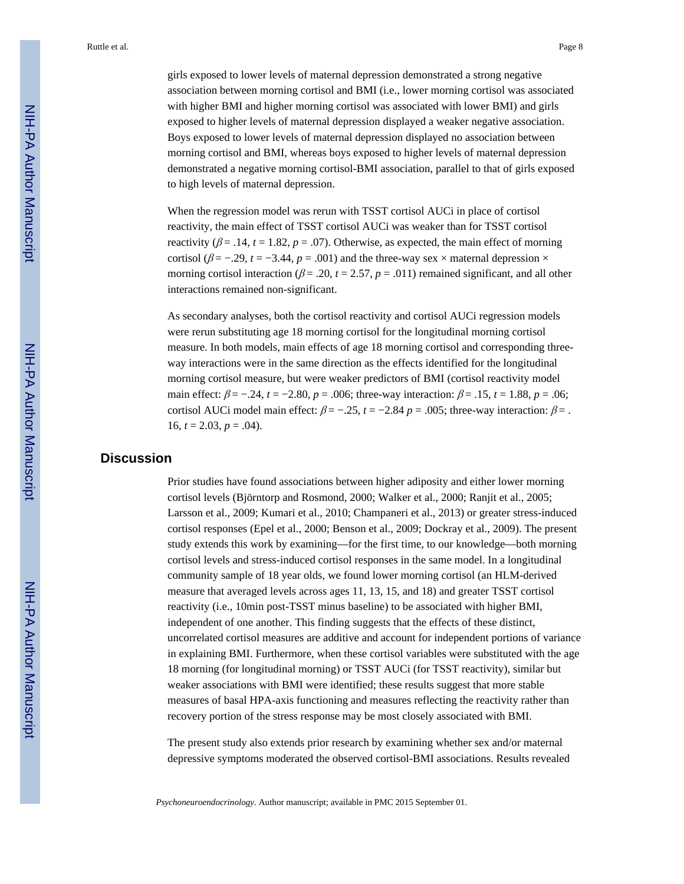girls exposed to lower levels of maternal depression demonstrated a strong negative association between morning cortisol and BMI (i.e., lower morning cortisol was associated with higher BMI and higher morning cortisol was associated with lower BMI) and girls exposed to higher levels of maternal depression displayed a weaker negative association. Boys exposed to lower levels of maternal depression displayed no association between morning cortisol and BMI, whereas boys exposed to higher levels of maternal depression demonstrated a negative morning cortisol-BMI association, parallel to that of girls exposed to high levels of maternal depression.

When the regression model was rerun with TSST cortisol AUCi in place of cortisol reactivity, the main effect of TSST cortisol AUCi was weaker than for TSST cortisol reactivity ($\beta = .14$, $t = 1.82$, $p = .07$). Otherwise, as expected, the main effect of morning cortisol ($\beta = -.29$, $t = -3.44$, $p = .001$) and the three-way sex × maternal depression × morning cortisol interaction ($\beta = .20$, $t = 2.57$, $p = .011$) remained significant, and all other interactions remained non-significant.

As secondary analyses, both the cortisol reactivity and cortisol AUCi regression models were rerun substituting age 18 morning cortisol for the longitudinal morning cortisol measure. In both models, main effects of age 18 morning cortisol and corresponding three-way interactions were in the same direction as the effects identified for the longitudinal morning cortisol measure, but were weaker predictors of BMI (cortisol reactivity model main effect: $\beta = -.24$, $t = -2.80$, $p = .006$; three-way interaction: $\beta = .15$, $t = 1.88$, $p = .06$; cortisol AUCi model main effect: $\beta = -.25$, $t = -2.84$ $p = .005$; three-way interaction: $\beta = .16$, $t = 2.03$, $p = .04$).

## Discussion

Prior studies have found associations between higher adiposity and either lower morning cortisol levels (Björntorp and Rosmond, 2000; Walker et al., 2000; Ranjit et al., 2005; Larsson et al., 2009; Kumari et al., 2010; Champaneri et al., 2013) or greater stress-induced cortisol responses (Epel et al., 2000; Benson et al., 2009; Dockray et al., 2009). The present study extends this work by examining—for the first time, to our knowledge—both morning cortisol levels and stress-induced cortisol responses in the same model. In a longitudinal community sample of 18 year olds, we found lower morning cortisol (an HLM-derived measure that averaged levels across ages 11, 13, 15, and 18) and greater TSST cortisol reactivity (i.e., 10min post-TSST minus baseline) to be associated with higher BMI, independent of one another. This finding suggests that the effects of these distinct, uncorrelated cortisol measures are additive and account for independent portions of variance in explaining BMI. Furthermore, when these cortisol variables were substituted with the age 18 morning (for longitudinal morning) or TSST AUCi (for TSST reactivity), similar but weaker associations with BMI were identified; these results suggest that more stable measures of basal HPA-axis functioning and measures reflecting the reactivity rather than recovery portion of the stress response may be most closely associated with BMI.

The present study also extends prior research by examining whether sex and/or maternal depressive symptoms moderated the observed cortisol-BMI associations. Results revealed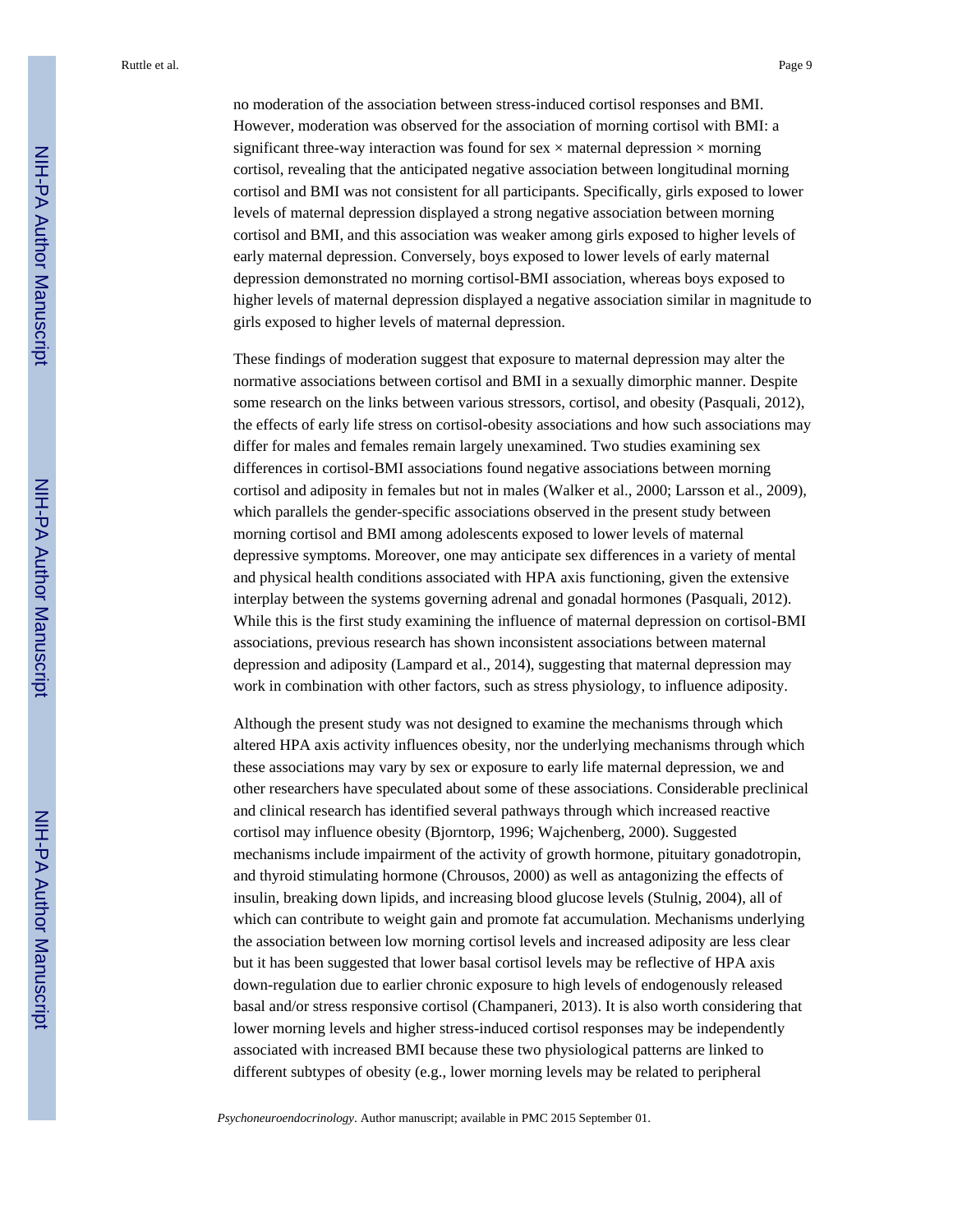no moderation of the association between stress-induced cortisol responses and BMI. However, moderation was observed for the association of morning cortisol with BMI: a significant three-way interaction was found for sex × maternal depression × morning cortisol, revealing that the anticipated negative association between longitudinal morning cortisol and BMI was not consistent for all participants. Specifically, girls exposed to lower levels of maternal depression displayed a strong negative association between morning cortisol and BMI, and this association was weaker among girls exposed to higher levels of early maternal depression. Conversely, boys exposed to lower levels of early maternal depression demonstrated no morning cortisol-BMI association, whereas boys exposed to higher levels of maternal depression displayed a negative association similar in magnitude to girls exposed to higher levels of maternal depression.

These findings of moderation suggest that exposure to maternal depression may alter the normative associations between cortisol and BMI in a sexually dimorphic manner. Despite some research on the links between various stressors, cortisol, and obesity (Pasquali, 2012), the effects of early life stress on cortisol-obesity associations and how such associations may differ for males and females remain largely unexamined. Two studies examining sex differences in cortisol-BMI associations found negative associations between morning cortisol and adiposity in females but not in males (Walker et al., 2000; Larsson et al., 2009), which parallels the gender-specific associations observed in the present study between morning cortisol and BMI among adolescents exposed to lower levels of maternal depressive symptoms. Moreover, one may anticipate sex differences in a variety of mental and physical health conditions associated with HPA axis functioning, given the extensive interplay between the systems governing adrenal and gonadal hormones (Pasquali, 2012). While this is the first study examining the influence of maternal depression on cortisol-BMI associations, previous research has shown inconsistent associations between maternal depression and adiposity (Lampard et al., 2014), suggesting that maternal depression may work in combination with other factors, such as stress physiology, to influence adiposity.

Although the present study was not designed to examine the mechanisms through which altered HPA axis activity influences obesity, nor the underlying mechanisms through which these associations may vary by sex or exposure to early life maternal depression, we and other researchers have speculated about some of these associations. Considerable preclinical and clinical research has identified several pathways through which increased reactive cortisol may influence obesity (Bjorntorp, 1996; Wajchenberg, 2000). Suggested mechanisms include impairment of the activity of growth hormone, pituitary gonadotropin, and thyroid stimulating hormone (Chrousos, 2000) as well as antagonizing the effects of insulin, breaking down lipids, and increasing blood glucose levels (Stulnig, 2004), all of which can contribute to weight gain and promote fat accumulation. Mechanisms underlying the association between low morning cortisol levels and increased adiposity are less clear but it has been suggested that lower basal cortisol levels may be reflective of HPA axis down-regulation due to earlier chronic exposure to high levels of endogenously released basal and/or stress responsive cortisol (Champaneri, 2013). It is also worth considering that lower morning levels and higher stress-induced cortisol responses may be independently associated with increased BMI because these two physiological patterns are linked to different subtypes of obesity (e.g., lower morning levels may be related to peripheral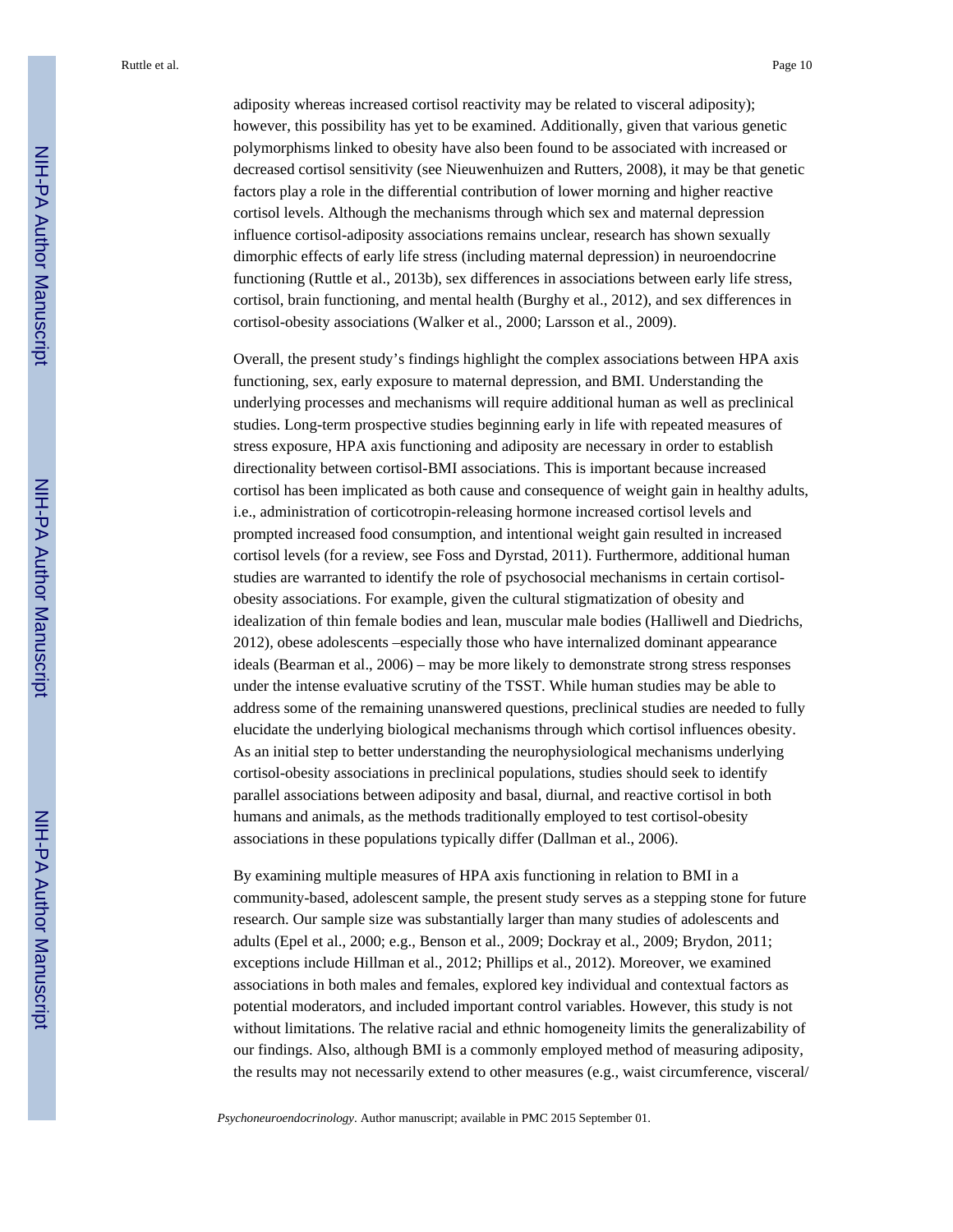adiposity whereas increased cortisol reactivity may be related to visceral adiposity); however, this possibility has yet to be examined. Additionally, given that various genetic polymorphisms linked to obesity have also been found to be associated with increased or decreased cortisol sensitivity (see Nieuwenhuizen and Rutters, 2008), it may be that genetic factors play a role in the differential contribution of lower morning and higher reactive cortisol levels. Although the mechanisms through which sex and maternal depression influence cortisol-adiposity associations remains unclear, research has shown sexually dimorphic effects of early life stress (including maternal depression) in neuroendocrine functioning (Ruttle et al., 2013b), sex differences in associations between early life stress, cortisol, brain functioning, and mental health (Burghy et al., 2012), and sex differences in cortisol-obesity associations (Walker et al., 2000; Larsson et al., 2009).

Overall, the present study's findings highlight the complex associations between HPA axis functioning, sex, early exposure to maternal depression, and BMI. Understanding the underlying processes and mechanisms will require additional human as well as preclinical studies. Long-term prospective studies beginning early in life with repeated measures of stress exposure, HPA axis functioning and adiposity are necessary in order to establish directionality between cortisol-BMI associations. This is important because increased cortisol has been implicated as both cause and consequence of weight gain in healthy adults, i.e., administration of corticotropin-releasing hormone increased cortisol levels and prompted increased food consumption, and intentional weight gain resulted in increased cortisol levels (for a review, see Foss and Dyrstad, 2011). Furthermore, additional human studies are warranted to identify the role of psychosocial mechanisms in certain cortisol-obesity associations. For example, given the cultural stigmatization of obesity and idealization of thin female bodies and lean, muscular male bodies (Halliwell and Diedrichs, 2012), obese adolescents –especially those who have internalized dominant appearance ideals (Bearman et al., 2006) – may be more likely to demonstrate strong stress responses under the intense evaluative scrutiny of the TSST. While human studies may be able to address some of the remaining unanswered questions, preclinical studies are needed to fully elucidate the underlying biological mechanisms through which cortisol influences obesity. As an initial step to better understanding the neurophysiological mechanisms underlying cortisol-obesity associations in preclinical populations, studies should seek to identify parallel associations between adiposity and basal, diurnal, and reactive cortisol in both humans and animals, as the methods traditionally employed to test cortisol-obesity associations in these populations typically differ (Dallman et al., 2006).

By examining multiple measures of HPA axis functioning in relation to BMI in a community-based, adolescent sample, the present study serves as a stepping stone for future research. Our sample size was substantially larger than many studies of adolescents and adults (Epel et al., 2000; e.g., Benson et al., 2009; Dockray et al., 2009; Brydon, 2011; exceptions include Hillman et al., 2012; Phillips et al., 2012). Moreover, we examined associations in both males and females, explored key individual and contextual factors as potential moderators, and included important control variables. However, this study is not without limitations. The relative racial and ethnic homogeneity limits the generalizability of our findings. Also, although BMI is a commonly employed method of measuring adiposity, the results may not necessarily extend to other measures (e.g., waist circumference, visceral/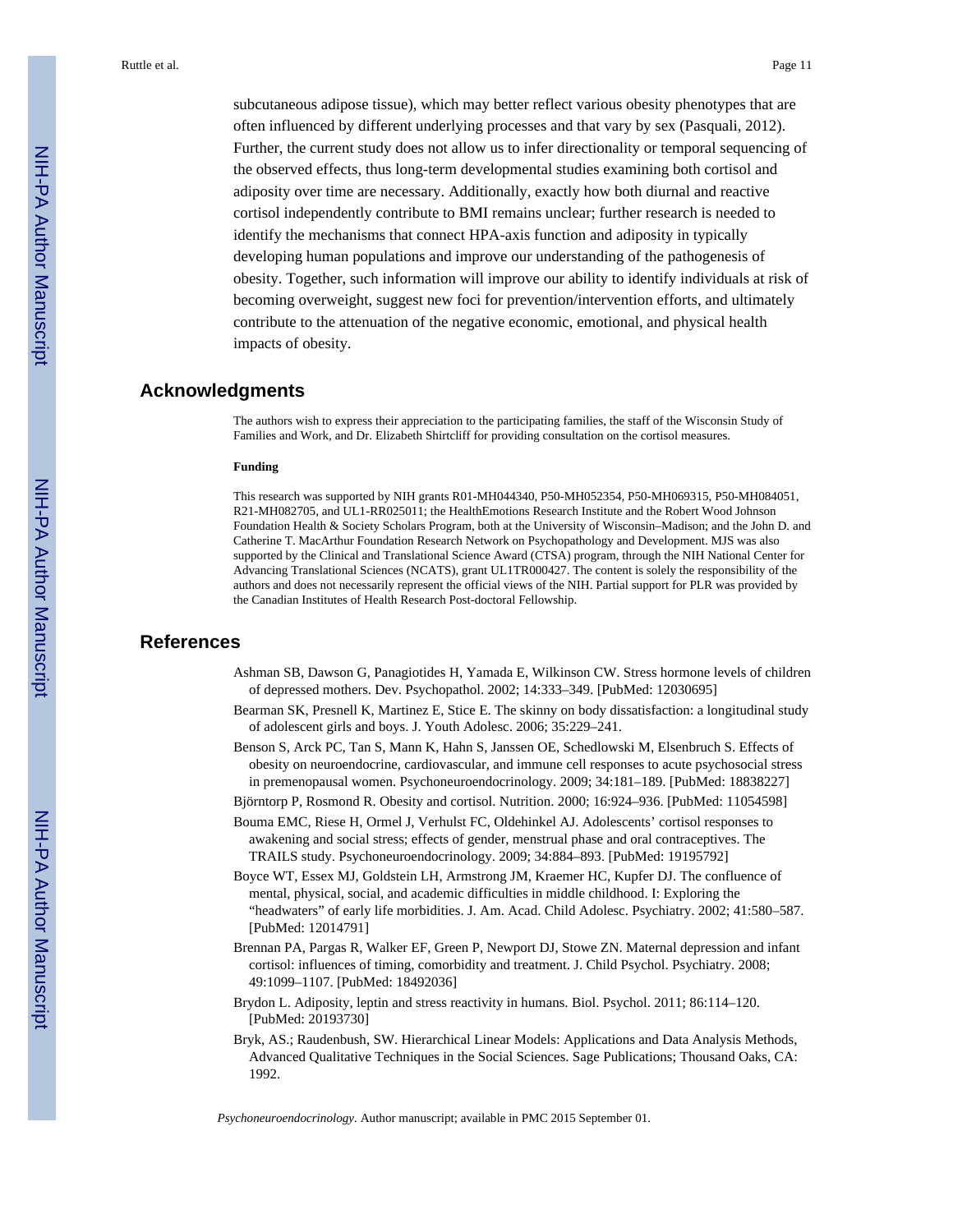subcutaneous adipose tissue), which may better reflect various obesity phenotypes that are often influenced by different underlying processes and that vary by sex (Pasquali, 2012). Further, the current study does not allow us to infer directionality or temporal sequencing of the observed effects, thus long-term developmental studies examining both cortisol and adiposity over time are necessary. Additionally, exactly how both diurnal and reactive cortisol independently contribute to BMI remains unclear; further research is needed to identify the mechanisms that connect HPA-axis function and adiposity in typically developing human populations and improve our understanding of the pathogenesis of obesity. Together, such information will improve our ability to identify individuals at risk of becoming overweight, suggest new foci for prevention/intervention efforts, and ultimately contribute to the attenuation of the negative economic, emotional, and physical health impacts of obesity.

## Acknowledgments

The authors wish to express their appreciation to the participating families, the staff of the Wisconsin Study of Families and Work, and Dr. Elizabeth Shirtcliff for providing consultation on the cortisol measures.

#### Funding

This research was supported by NIH grants R01-MH044340, P50-MH052354, P50-MH069315, P50-MH084051, R21-MH082705, and UL1-RR025011; the HealthEmotions Research Institute and the Robert Wood Johnson Foundation Health & Society Scholars Program, both at the University of Wisconsin–Madison; and the John D. and Catherine T. MacArthur Foundation Research Network on Psychopathology and Development. MJS was also supported by the Clinical and Translational Science Award (CTSA) program, through the NIH National Center for Advancing Translational Sciences (NCATS), grant UL1TR000427. The content is solely the responsibility of the authors and does not necessarily represent the official views of the NIH. Partial support for PLR was provided by the Canadian Institutes of Health Research Post-doctoral Fellowship.

## References

Ashman SB, Dawson G, Panagiotides H, Yamada E, Wilkinson CW. Stress hormone levels of children of depressed mothers. Dev. Psychopathol. 2002; 14:333–349. [PubMed: 12030695]

Bearman SK, Presnell K, Martinez E, Stice E. The skinny on body dissatisfaction: a longitudinal study of adolescent girls and boys. J. Youth Adolesc. 2006; 35:229–241.

Benson S, Arck PC, Tan S, Mann K, Hahn S, Janssen OE, Schedlowski M, Elsenbruch S. Effects of obesity on neuroendocrine, cardiovascular, and immune cell responses to acute psychosocial stress in premenopausal women. Psychoneuroendocrinology. 2009; 34:181–189. [PubMed: 18838227]

Björntorp P, Rosmond R. Obesity and cortisol. Nutrition. 2000; 16:924–936. [PubMed: 11054598]

Bouma EMC, Riese H, Ormel J, Verhulst FC, Oldehinkel AJ. Adolescents' cortisol responses to awakening and social stress; effects of gender, menstrual phase and oral contraceptives. The TRAILS study. Psychoneuroendocrinology. 2009; 34:884–893. [PubMed: 19195792]

Boyce WT, Essex MJ, Goldstein LH, Armstrong JM, Kraemer HC, Kupfer DJ. The confluence of mental, physical, social, and academic difficulties in middle childhood. I: Exploring the "headwaters" of early life morbidities. J. Am. Acad. Child Adolesc. Psychiatry. 2002; 41:580–587. [PubMed: 12014791]

Brennan PA, Pargas R, Walker EF, Green P, Newport DJ, Stowe ZN. Maternal depression and infant cortisol: influences of timing, comorbidity and treatment. J. Child Psychol. Psychiatry. 2008; 49:1099–1107. [PubMed: 18492036]

Brydon L. Adiposity, leptin and stress reactivity in humans. Biol. Psychol. 2011; 86:114–120. [PubMed: 20193730]

Bryk, AS.; Raudenbush, SW. Hierarchical Linear Models: Applications and Data Analysis Methods, Advanced Qualitative Techniques in the Social Sciences. Sage Publications; Thousand Oaks, CA: 1992.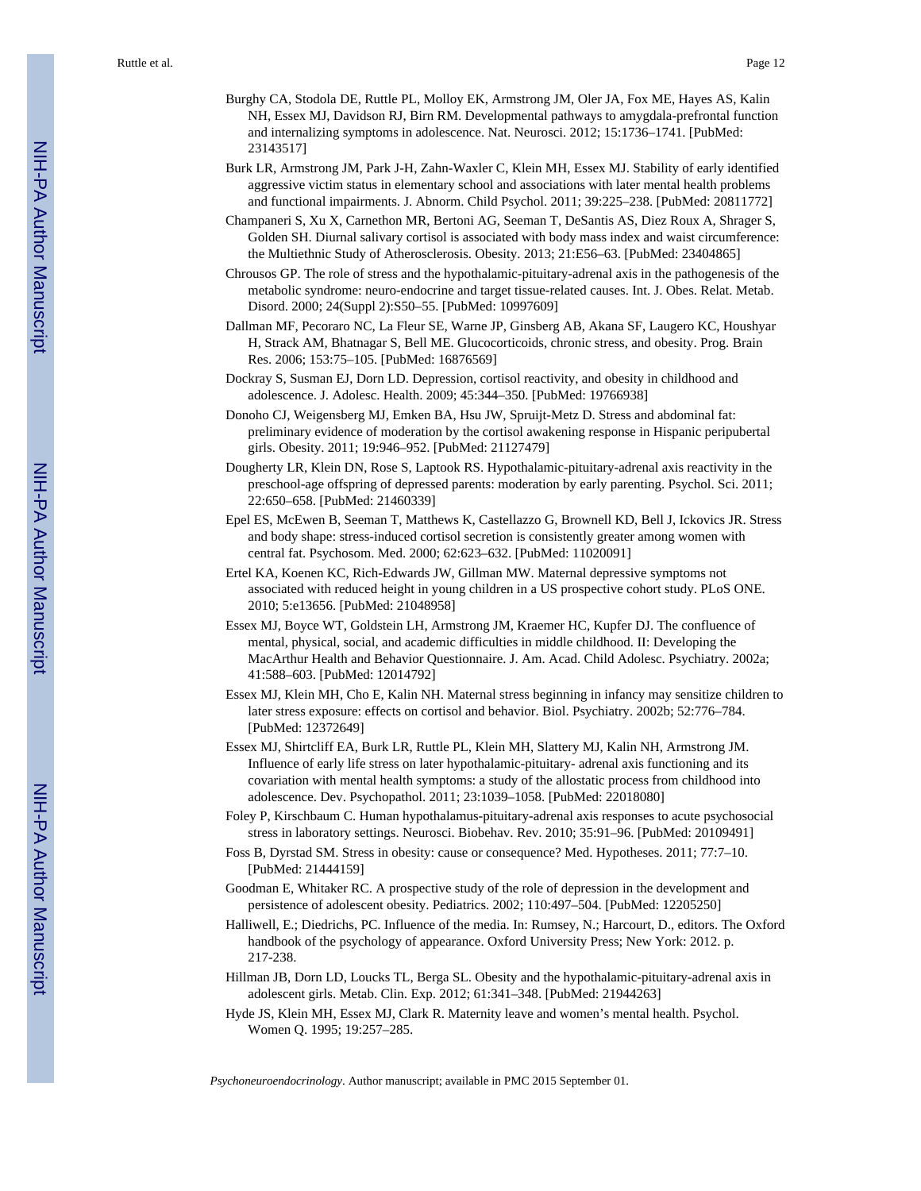Burghy CA, Stodola DE, Ruttle PL, Molloy EK, Armstrong JM, Oler JA, Fox ME, Hayes AS, Kalin NH, Essex MJ, Davidson RJ, Birn RM. Developmental pathways to amygdala-prefrontal function and internalizing symptoms in adolescence. Nat. Neurosci. 2012; 15:1736–1741. [PubMed: 23143517]

Burk LR, Armstrong JM, Park J-H, Zahn-Waxler C, Klein MH, Essex MJ. Stability of early identified aggressive victim status in elementary school and associations with later mental health problems and functional impairments. J. Abnorm. Child Psychol. 2011; 39:225–238. [PubMed: 20811772]

Champaneri S, Xu X, Carnethon MR, Bertoni AG, Seeman T, DeSantis AS, Diez Roux A, Shrager S, Golden SH. Diurnal salivary cortisol is associated with body mass index and waist circumference: the Multiethnic Study of Atherosclerosis. Obesity. 2013; 21:E56–63. [PubMed: 23404865]

Chrousos GP. The role of stress and the hypothalamic-pituitary-adrenal axis in the pathogenesis of the metabolic syndrome: neuro-endocrine and target tissue-related causes. Int. J. Obes. Relat. Metab. Disord. 2000; 24(Suppl 2):S50–55. [PubMed: 10997609]

Dallman MF, Pecoraro NC, La Fleur SE, Warne JP, Ginsberg AB, Akana SF, Laugero KC, Houshyar H, Strack AM, Bhatnagar S, Bell ME. Glucocorticoids, chronic stress, and obesity. Prog. Brain Res. 2006; 153:75–105. [PubMed: 16876569]

Dockray S, Susman EJ, Dorn LD. Depression, cortisol reactivity, and obesity in childhood and adolescence. J. Adolesc. Health. 2009; 45:344–350. [PubMed: 19766938]

Donoho CJ, Weigensberg MJ, Emken BA, Hsu JW, Spruijt-Metz D. Stress and abdominal fat: preliminary evidence of moderation by the cortisol awakening response in Hispanic peripubertal girls. Obesity. 2011; 19:946–952. [PubMed: 21127479]

Dougherty LR, Klein DN, Rose S, Laptook RS. Hypothalamic-pituitary-adrenal axis reactivity in the preschool-age offspring of depressed parents: moderation by early parenting. Psychol. Sci. 2011; 22:650–658. [PubMed: 21460339]

Epel ES, McEwen B, Seeman T, Matthews K, Castellazzo G, Brownell KD, Bell J, Ickovics JR. Stress and body shape: stress-induced cortisol secretion is consistently greater among women with central fat. Psychosom. Med. 2000; 62:623–632. [PubMed: 11020091]

Ertel KA, Koenen KC, Rich-Edwards JW, Gillman MW. Maternal depressive symptoms not associated with reduced height in young children in a US prospective cohort study. PLoS ONE. 2010; 5:e13656. [PubMed: 21048958]

Essex MJ, Boyce WT, Goldstein LH, Armstrong JM, Kraemer HC, Kupfer DJ. The confluence of mental, physical, social, and academic difficulties in middle childhood. II: Developing the MacArthur Health and Behavior Questionnaire. J. Am. Acad. Child Adolesc. Psychiatry. 2002a; 41:588–603. [PubMed: 12014792]

Essex MJ, Klein MH, Cho E, Kalin NH. Maternal stress beginning in infancy may sensitize children to later stress exposure: effects on cortisol and behavior. Biol. Psychiatry. 2002b; 52:776–784. [PubMed: 12372649]

Essex MJ, Shirtcliff EA, Burk LR, Ruttle PL, Klein MH, Slattery MJ, Kalin NH, Armstrong JM. Influence of early life stress on later hypothalamic-pituitary- adrenal axis functioning and its covariation with mental health symptoms: a study of the allostatic process from childhood into adolescence. Dev. Psychopathol. 2011; 23:1039–1058. [PubMed: 22018080]

Foley P, Kirschbaum C. Human hypothalamus-pituitary-adrenal axis responses to acute psychosocial stress in laboratory settings. Neurosci. Biobehav. Rev. 2010; 35:91–96. [PubMed: 20109491]

Foss B, Dyrstad SM. Stress in obesity: cause or consequence? Med. Hypotheses. 2011; 77:7–10. [PubMed: 21444159]

Goodman E, Whitaker RC. A prospective study of the role of depression in the development and persistence of adolescent obesity. Pediatrics. 2002; 110:497–504. [PubMed: 12205250]

Halliwell, E.; Diedrichs, PC. Influence of the media. In: Rumsey, N.; Harcourt, D., editors. The Oxford handbook of the psychology of appearance. Oxford University Press; New York: 2012. p. 217-238.

Hillman JB, Dorn LD, Loucks TL, Berga SL. Obesity and the hypothalamic-pituitary-adrenal axis in adolescent girls. Metab. Clin. Exp. 2012; 61:341–348. [PubMed: 21944263]

Hyde JS, Klein MH, Essex MJ, Clark R. Maternity leave and women's mental health. Psychol. Women Q. 1995; 19:257–285.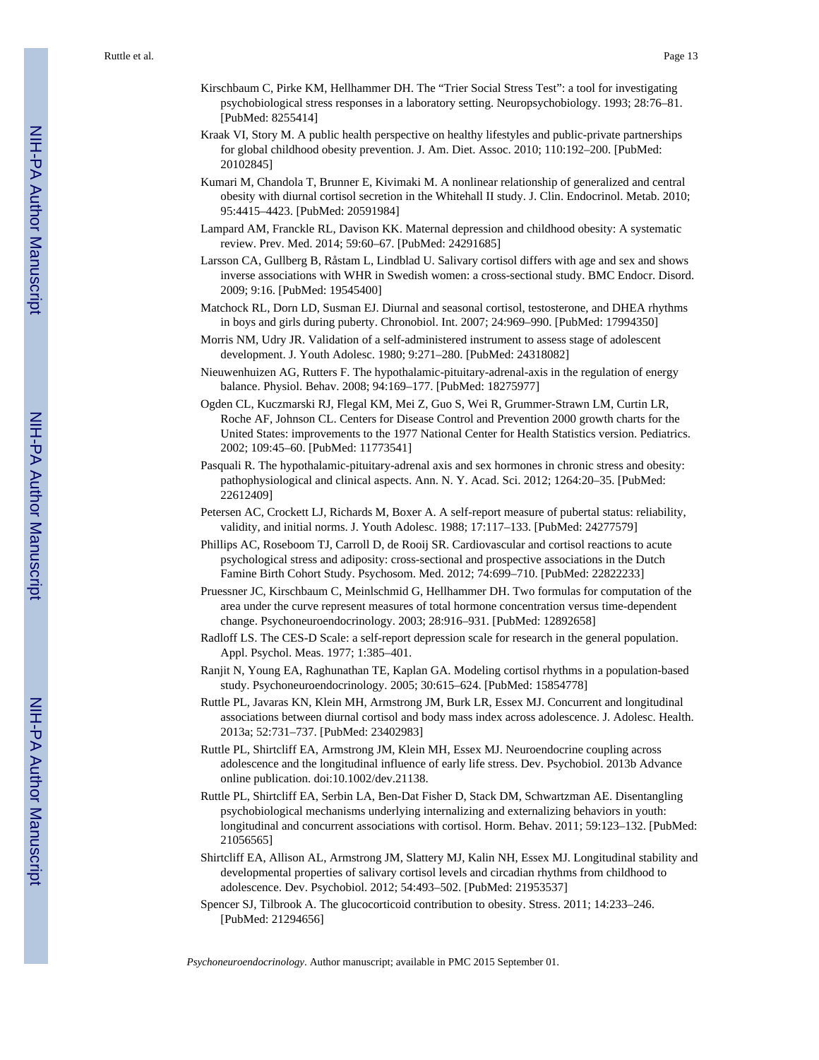Kirschbaum C, Pirke KM, Hellhammer DH. The "Trier Social Stress Test": a tool for investigating psychobiological stress responses in a laboratory setting. Neuropsychobiology. 1993; 28:76–81. [PubMed: 8255414]

Kraak VI, Story M. A public health perspective on healthy lifestyles and public-private partnerships for global childhood obesity prevention. J. Am. Diet. Assoc. 2010; 110:192–200. [PubMed: 20102845]

Kumari M, Chandola T, Brunner E, Kivimaki M. A nonlinear relationship of generalized and central obesity with diurnal cortisol secretion in the Whitehall II study. J. Clin. Endocrinol. Metab. 2010; 95:4415–4423. [PubMed: 20591984]

Lampard AM, Franckle RL, Davison KK. Maternal depression and childhood obesity: A systematic review. Prev. Med. 2014; 59:60–67. [PubMed: 24291685]

Larsson CA, Gullberg B, Råstam L, Lindblad U. Salivary cortisol differs with age and sex and shows inverse associations with WHR in Swedish women: a cross-sectional study. BMC Endocr. Disord. 2009; 9:16. [PubMed: 19545400]

Matchock RL, Dorn LD, Susman EJ. Diurnal and seasonal cortisol, testosterone, and DHEA rhythms in boys and girls during puberty. Chronobiol. Int. 2007; 24:969–990. [PubMed: 17994350]

Morris NM, Udry JR. Validation of a self-administered instrument to assess stage of adolescent development. J. Youth Adolesc. 1980; 9:271–280. [PubMed: 24318082]

Nieuwenhuizen AG, Rutters F. The hypothalamic-pituitary-adrenal-axis in the regulation of energy balance. Physiol. Behav. 2008; 94:169–177. [PubMed: 18275977]

Ogden CL, Kuczmarski RJ, Flegal KM, Mei Z, Guo S, Wei R, Grummer-Strawn LM, Curtin LR, Roche AF, Johnson CL. Centers for Disease Control and Prevention 2000 growth charts for the United States: improvements to the 1977 National Center for Health Statistics version. Pediatrics. 2002; 109:45–60. [PubMed: 11773541]

Pasquali R. The hypothalamic-pituitary-adrenal axis and sex hormones in chronic stress and obesity: pathophysiological and clinical aspects. Ann. N. Y. Acad. Sci. 2012; 1264:20–35. [PubMed: 22612409]

Petersen AC, Crockett LJ, Richards M, Boxer A. A self-report measure of pubertal status: reliability, validity, and initial norms. J. Youth Adolesc. 1988; 17:117–133. [PubMed: 24277579]

Phillips AC, Roseboom TJ, Carroll D, de Rooij SR. Cardiovascular and cortisol reactions to acute psychological stress and adiposity: cross-sectional and prospective associations in the Dutch Famine Birth Cohort Study. Psychosom. Med. 2012; 74:699–710. [PubMed: 22822233]

Pruessner JC, Kirschbaum C, Meinlschmid G, Hellhammer DH. Two formulas for computation of the area under the curve represent measures of total hormone concentration versus time-dependent change. Psychoneuroendocrinology. 2003; 28:916–931. [PubMed: 12892658]

Radloff LS. The CES-D Scale: a self-report depression scale for research in the general population. Appl. Psychol. Meas. 1977; 1:385–401.

Ranjit N, Young EA, Raghunathan TE, Kaplan GA. Modeling cortisol rhythms in a population-based study. Psychoneuroendocrinology. 2005; 30:615–624. [PubMed: 15854778]

Ruttle PL, Javaras KN, Klein MH, Armstrong JM, Burk LR, Essex MJ. Concurrent and longitudinal associations between diurnal cortisol and body mass index across adolescence. J. Adolesc. Health. 2013a; 52:731–737. [PubMed: 23402983]

Ruttle PL, Shirtcliff EA, Armstrong JM, Klein MH, Essex MJ. Neuroendocrine coupling across adolescence and the longitudinal influence of early life stress. Dev. Psychobiol. 2013b Advance online publication. doi:10.1002/dev.21138.

Ruttle PL, Shirtcliff EA, Serbin LA, Ben-Dat Fisher D, Stack DM, Schwartzman AE. Disentangling psychobiological mechanisms underlying internalizing and externalizing behaviors in youth: longitudinal and concurrent associations with cortisol. Horm. Behav. 2011; 59:123–132. [PubMed: 21056565]

Shirtcliff EA, Allison AL, Armstrong JM, Slattery MJ, Kalin NH, Essex MJ. Longitudinal stability and developmental properties of salivary cortisol levels and circadian rhythms from childhood to adolescence. Dev. Psychobiol. 2012; 54:493–502. [PubMed: 21953537]

Spencer SJ, Tilbrook A. The glucocorticoid contribution to obesity. Stress. 2011; 14:233–246. [PubMed: 21294656]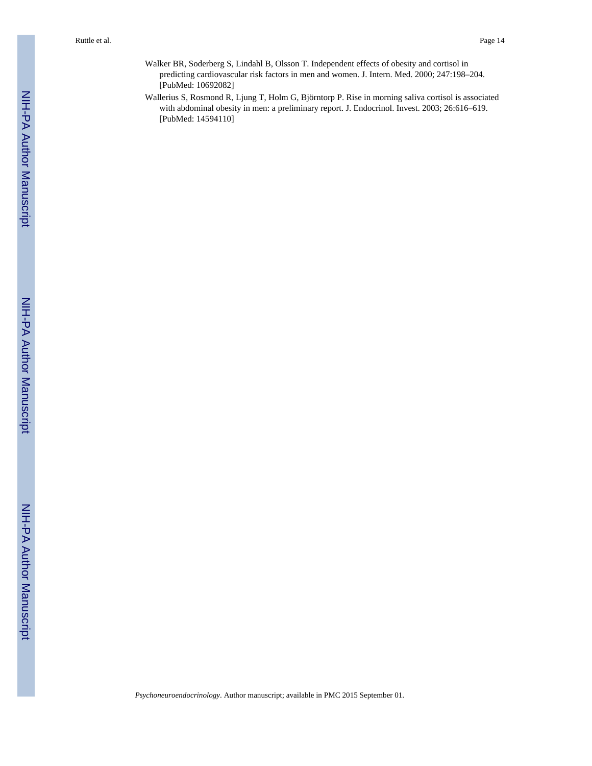Walker BR, Soderberg S, Lindahl B, Olsson T. Independent effects of obesity and cortisol in predicting cardiovascular risk factors in men and women. J. Intern. Med. 2000; 247:198–204. [PubMed: 10692082]

Wallerius S, Rosmond R, Ljung T, Holm G, Björntorp P. Rise in morning saliva cortisol is associated with abdominal obesity in men: a preliminary report. J. Endocrinol. Invest. 2003; 26:616–619. [PubMed: 14594110]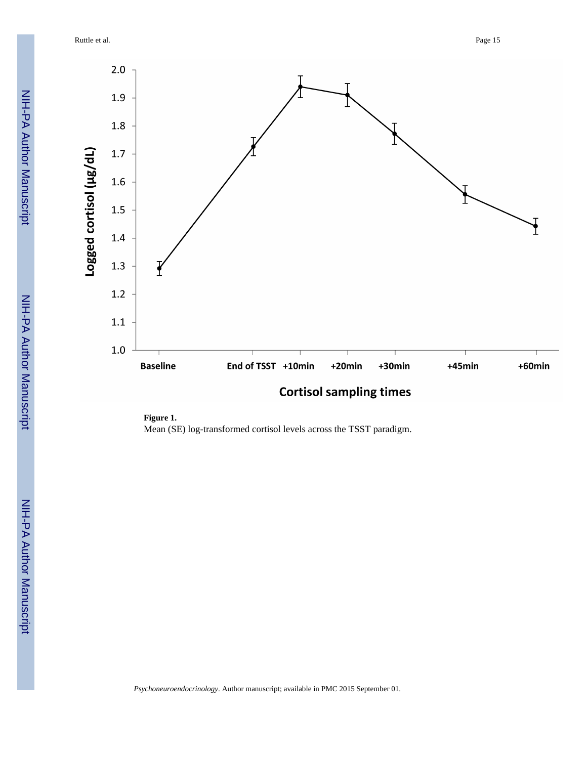**Figure 1.**

Mean (SE) log-transformed cortisol levels across the TSST paradigm.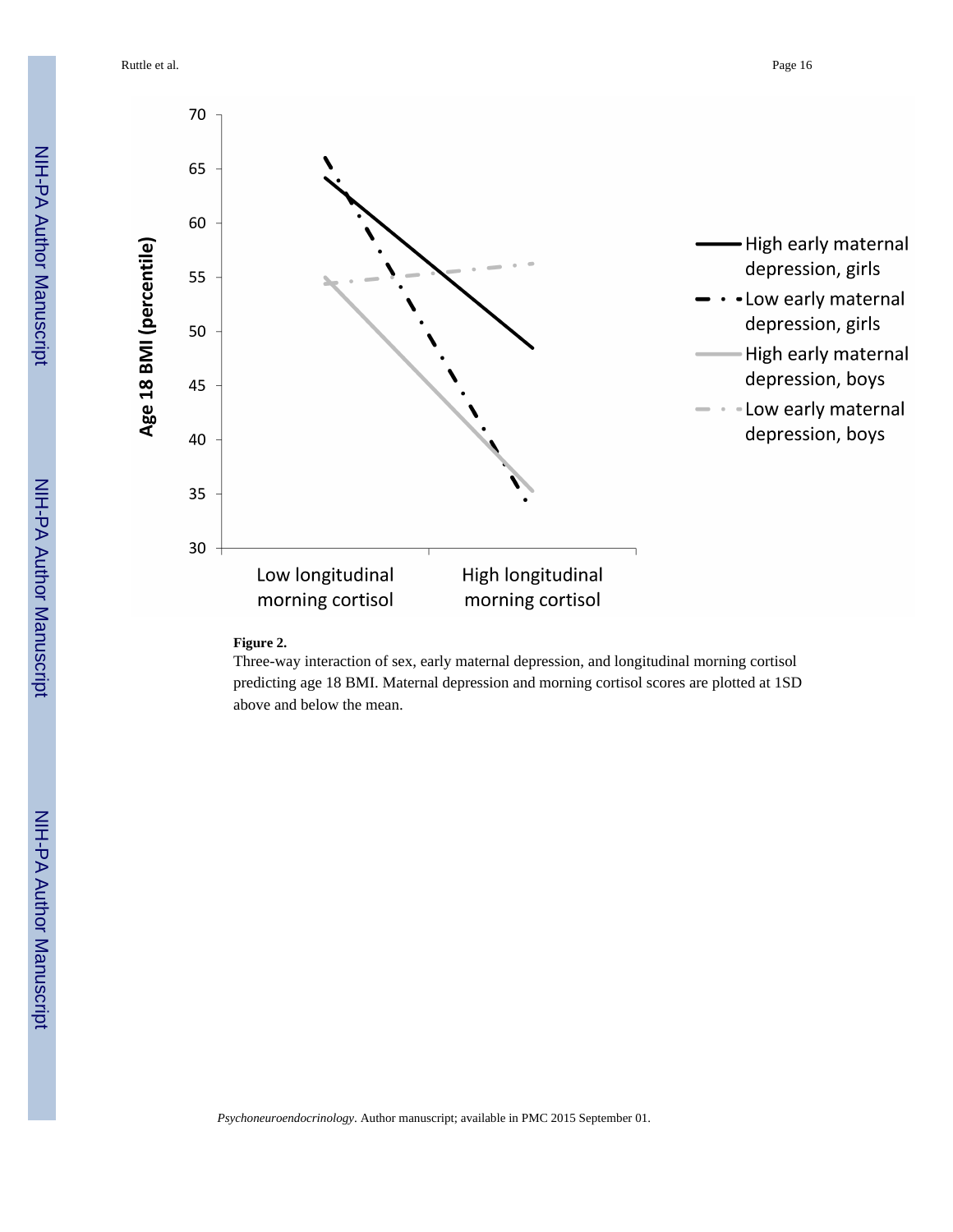**Figure 2.**

Three-way interaction of sex, early maternal depression, and longitudinal morning cortisol predicting age 18 BMI. Maternal depression and morning cortisol scores are plotted at 1SD above and below the mean.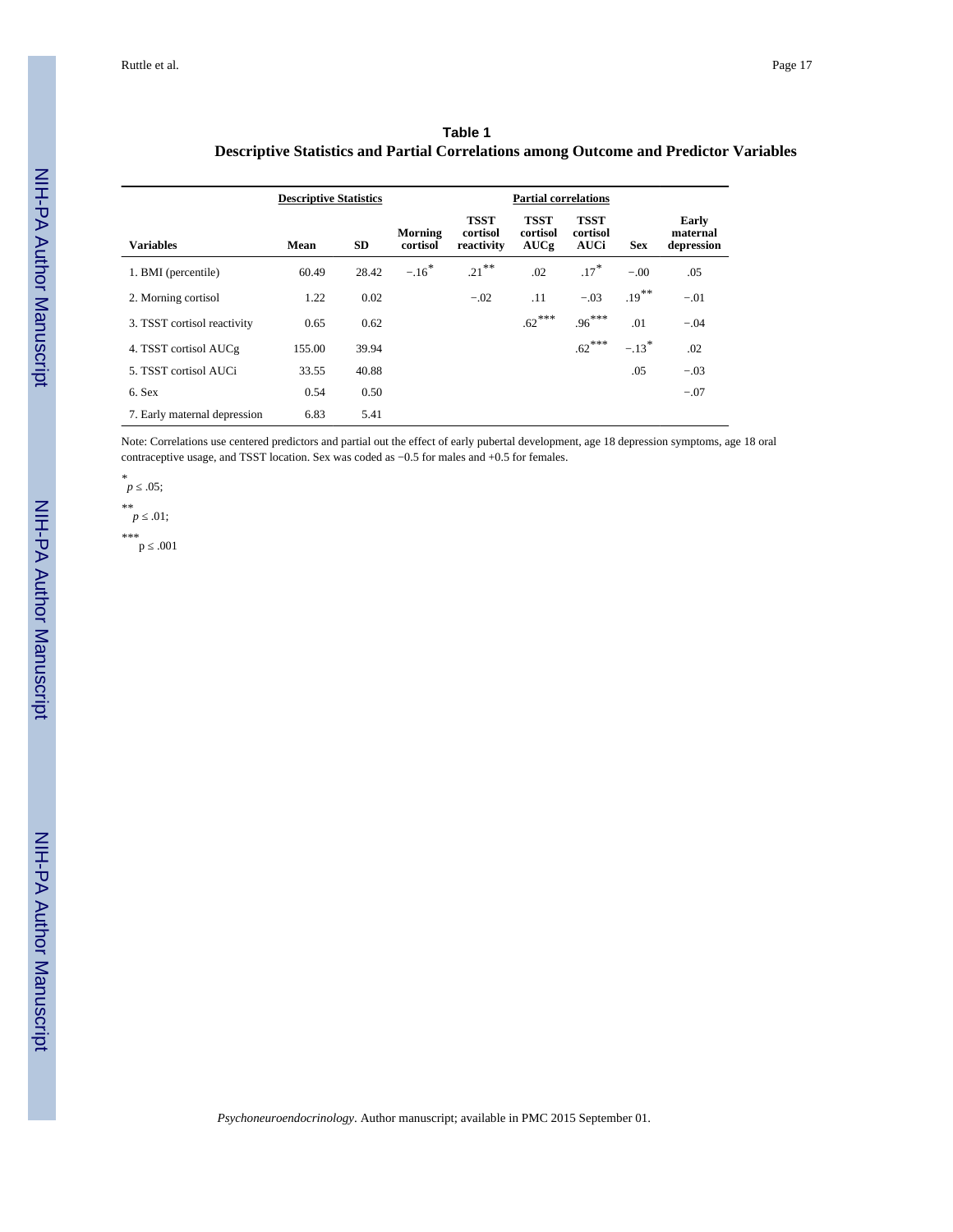**Table 1**

**Descriptive Statistics and Partial Correlations among Outcome and Predictor Variables**

| | Descriptive Statistics | | Partial correlations | | | | | |
|---|---|---|---|---|---|---|---|---|
| **Variables** | **Mean** | **SD** | **Morning cortisol** | **TSST cortisol reactivity** | **TSST cortisol AUCg** | **TSST cortisol AUCi** | **Sex** | **Early maternal depression** |
| 1. BMI (percentile) | 60.49 | 28.42 | −.16* | .21** | .02 | .17* | −.00 | .05 |
| 2. Morning cortisol | 1.22 | 0.02 | | −.02 | .11 | −.03 | .19** | −.01 |
| 3. TSST cortisol reactivity | 0.65 | 0.62 | | | .62*** | .96*** | .01 | −.04 |
| 4. TSST cortisol AUCg | 155.00 | 39.94 | | | | .62*** | −.13* | .02 |
| 5. TSST cortisol AUCi | 33.55 | 40.88 | | | | | .05 | −.03 |
| 6. Sex | 0.54 | 0.50 | | | | | | −.07 |
| 7. Early maternal depression | 6.83 | 5.41 | | | | | | |

Note: Correlations use centered predictors and partial out the effect of early pubertal development, age 18 depression symptoms, age 18 oral contraceptive usage, and TSST location. Sex was coded as −0.5 for males and +0.5 for females.

\* $p \leq .05$;

\*\* $p \leq .01$;

\*\*\* $p \leq .001$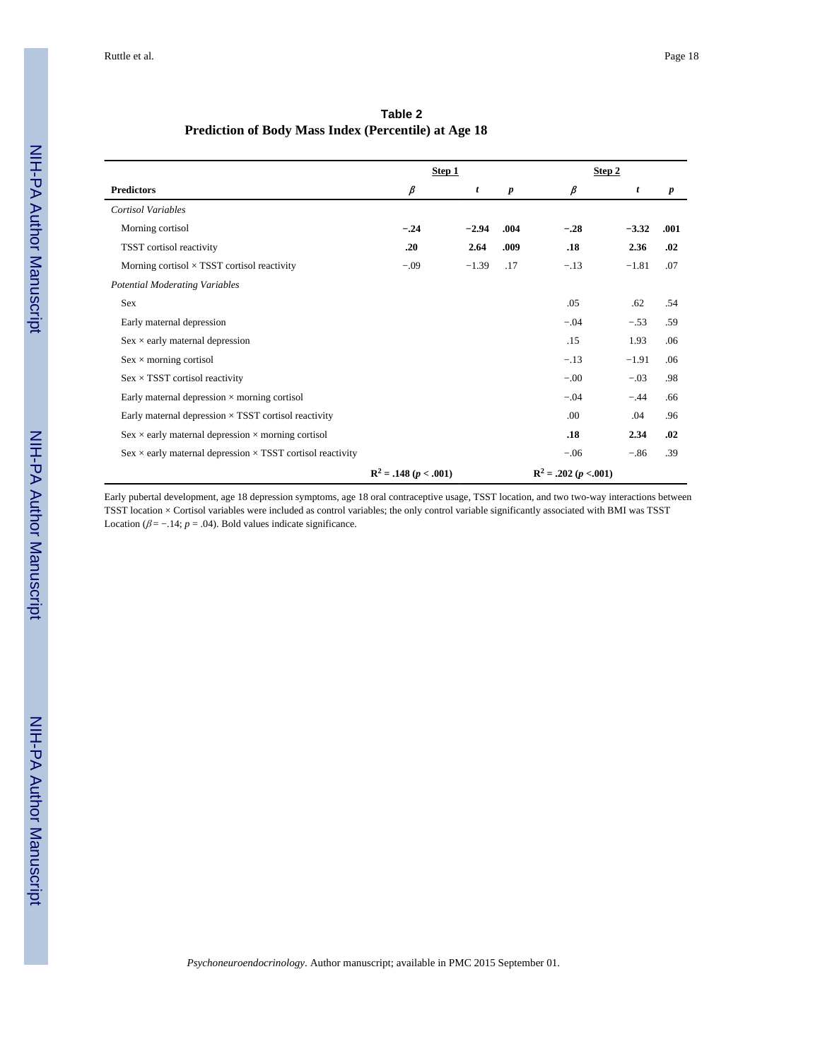**Table 2**

**Prediction of Body Mass Index (Percentile) at Age 18**

| | Step 1 | | | Step 2 | | |
|---|---|---|---|---|---|---|
| **Predictors** | *β* | *t* | *p* | *β* | *t* | *p* |
| *Cortisol Variables* | | | | | | |
| Morning cortisol | **−.24** | **−2.94** | **.004** | **−.28** | **−3.32** | **.001** |
| TSST cortisol reactivity | **.20** | **2.64** | **.009** | **.18** | **2.36** | **.02** |
| Morning cortisol × TSST cortisol reactivity | −.09 | −1.39 | .17 | −.13 | −1.81 | .07 |
| *Potential Moderating Variables* | | | | | | |
| Sex | | | | .05 | .62 | .54 |
| Early maternal depression | | | | −.04 | −.53 | .59 |
| Sex × early maternal depression | | | | .15 | 1.93 | .06 |
| Sex × morning cortisol | | | | −.13 | −1.91 | .06 |
| Sex × TSST cortisol reactivity | | | | −.00 | −.03 | .98 |
| Early maternal depression × morning cortisol | | | | −.04 | −.44 | .66 |
| Early maternal depression × TSST cortisol reactivity | | | | .00 | .04 | .96 |
| Sex × early maternal depression × morning cortisol | | | | **.18** | **2.34** | **.02** |
| Sex × early maternal depression × TSST cortisol reactivity | | | | −.06 | −.86 | .39 |
| | **$R^2$ = .148 ($p$ < .001)** | | | **$R^2$ = .202 ($p$ <.001)** | | |

Early pubertal development, age 18 depression symptoms, age 18 oral contraceptive usage, TSST location, and two two-way interactions between TSST location × Cortisol variables were included as control variables; the only control variable significantly associated with BMI was TSST Location ($\beta = -.14$; $p = .04$). Bold values indicate significance.